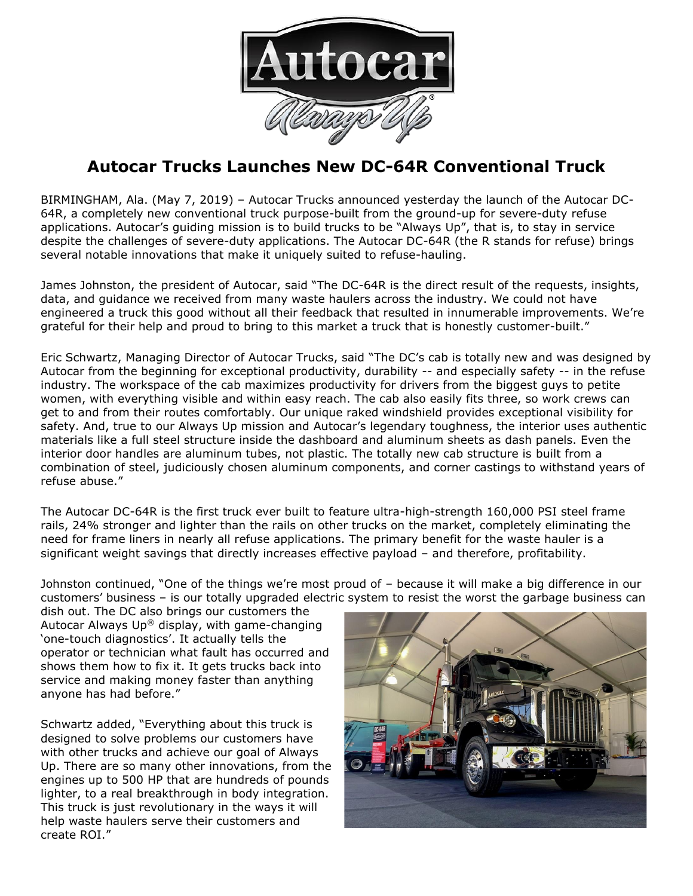# Autocar Trucks Launches New DC-64R Conventional Truck

BIRMINGHAM, Ala. (May 7, 2019) – Autocar Trucks announced yesterday the launch of the Autocar DC-64R, a completely new conventional truck purpose-built from the ground-up for severe-duty refuse applications. Autocar's guiding mission is to build trucks to be "Always Up", that is, to stay in service despite the challenges of severe-duty applications. The Autocar DC-64R (the R stands for refuse) brings several notable innovations that make it uniquely suited to refuse-hauling.

James Johnston, the president of Autocar, said "The DC-64R is the direct result of the requests, insights, data, and guidance we received from many waste haulers across the industry. We could not have engineered a truck this good without all their feedback that resulted in innumerable improvements. We're grateful for their help and proud to bring to this market a truck that is honestly customer-built."

Eric Schwartz, Managing Director of Autocar Trucks, said "The DC's cab is totally new and was designed by Autocar from the beginning for exceptional productivity, durability -- and especially safety -- in the refuse industry. The workspace of the cab maximizes productivity for drivers from the biggest guys to petite women, with everything visible and within easy reach. The cab also easily fits three, so work crews can get to and from their routes comfortably. Our unique raked windshield provides exceptional visibility for safety. And, true to our Always Up mission and Autocar's legendary toughness, the interior uses authentic materials like a full steel structure inside the dashboard and aluminum sheets as dash panels. Even the interior door handles are aluminum tubes, not plastic. The totally new cab structure is built from a combination of steel, judiciously chosen aluminum components, and corner castings to withstand years of refuse abuse."

The Autocar DC-64R is the first truck ever built to feature ultra-high-strength 160,000 PSI steel frame rails, 24% stronger and lighter than the rails on other trucks on the market, completely eliminating the need for frame liners in nearly all refuse applications. The primary benefit for the waste hauler is a significant weight savings that directly increases effective payload – and therefore, profitability.

Johnston continued, "One of the things we're most proud of – because it will make a big difference in our customers' business – is our totally upgraded electric system to resist the worst the garbage business can dish out. The DC also brings our customers the Autocar Always Up® display, with game-changing 'one-touch diagnostics'. It actually tells the operator or technician what fault has occurred and shows them how to fix it. It gets trucks back into service and making money faster than anything anyone has had before."

Schwartz added, "Everything about this truck is designed to solve problems our customers have with other trucks and achieve our goal of Always Up. There are so many other innovations, from the engines up to 500 HP that are hundreds of pounds lighter, to a real breakthrough in body integration. This truck is just revolutionary in the ways it will help waste haulers serve their customers and create ROI."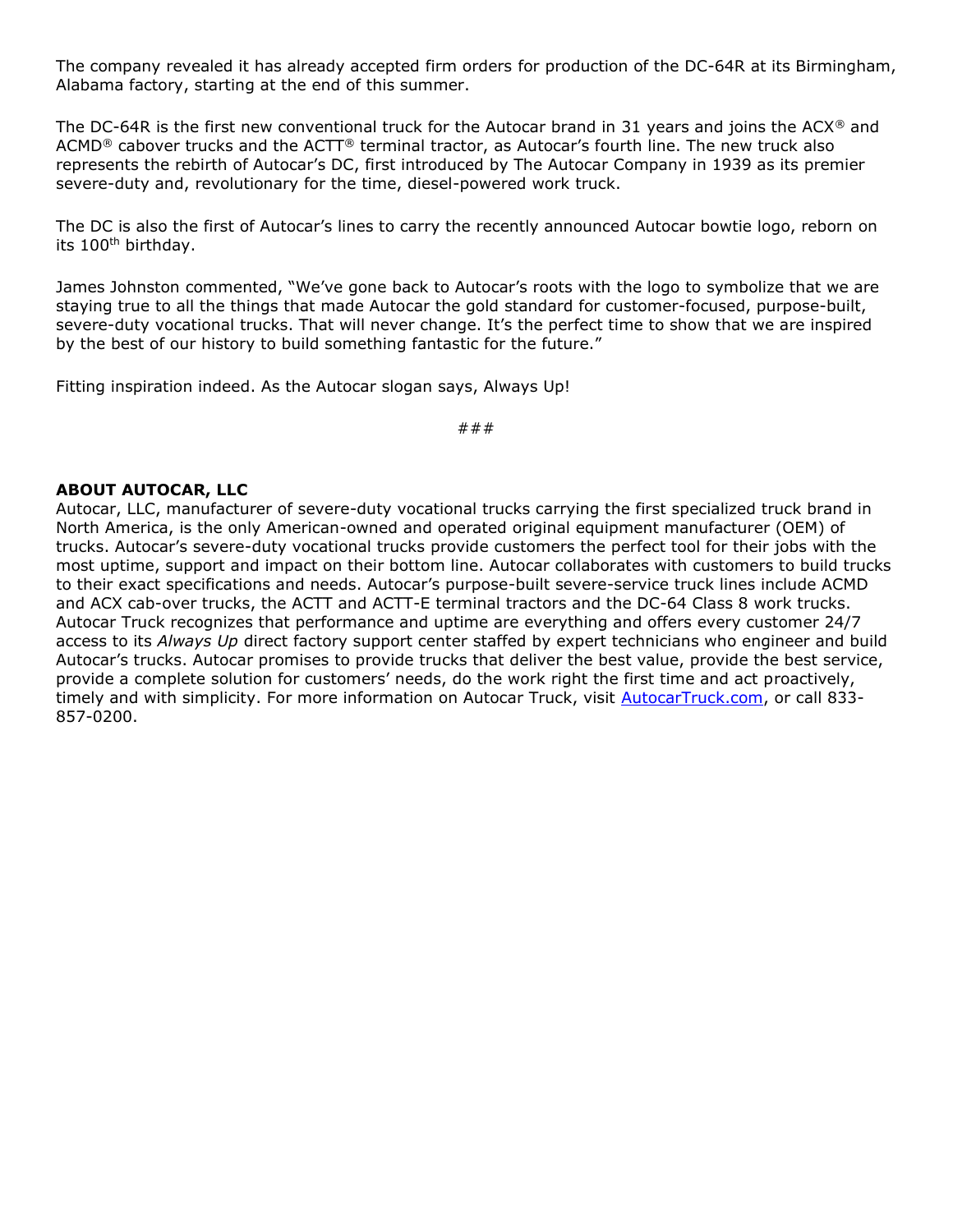The company revealed it has already accepted firm orders for production of the DC-64R at its Birmingham, Alabama factory, starting at the end of this summer.

The DC-64R is the first new conventional truck for the Autocar brand in 31 years and joins the ACX® and ACMD® cabover trucks and the ACTT® terminal tractor, as Autocar's fourth line. The new truck also represents the rebirth of Autocar's DC, first introduced by The Autocar Company in 1939 as its premier severe-duty and, revolutionary for the time, diesel-powered work truck.

The DC is also the first of Autocar's lines to carry the recently announced Autocar bowtie logo, reborn on its 100th birthday.

James Johnston commented, "We've gone back to Autocar's roots with the logo to symbolize that we are staying true to all the things that made Autocar the gold standard for customer-focused, purpose-built, severe-duty vocational trucks. That will never change. It's the perfect time to show that we are inspired by the best of our history to build something fantastic for the future."

Fitting inspiration indeed. As the Autocar slogan says, Always Up!

###

**ABOUT AUTOCAR, LLC**

Autocar, LLC, manufacturer of severe-duty vocational trucks carrying the first specialized truck brand in North America, is the only American-owned and operated original equipment manufacturer (OEM) of trucks. Autocar's severe-duty vocational trucks provide customers the perfect tool for their jobs with the most uptime, support and impact on their bottom line. Autocar collaborates with customers to build trucks to their exact specifications and needs. Autocar's purpose-built severe-service truck lines include ACMD and ACX cab-over trucks, the ACTT and ACTT-E terminal tractors and the DC-64 Class 8 work trucks. Autocar Truck recognizes that performance and uptime are everything and offers every customer 24/7 access to its *Always Up* direct factory support center staffed by expert technicians who engineer and build Autocar's trucks. Autocar promises to provide trucks that deliver the best value, provide the best service, provide a complete solution for customers' needs, do the work right the first time and act proactively, timely and with simplicity. For more information on Autocar Truck, visit [AutocarTruck.com](AutocarTruck.com), or call 833-857-0200.